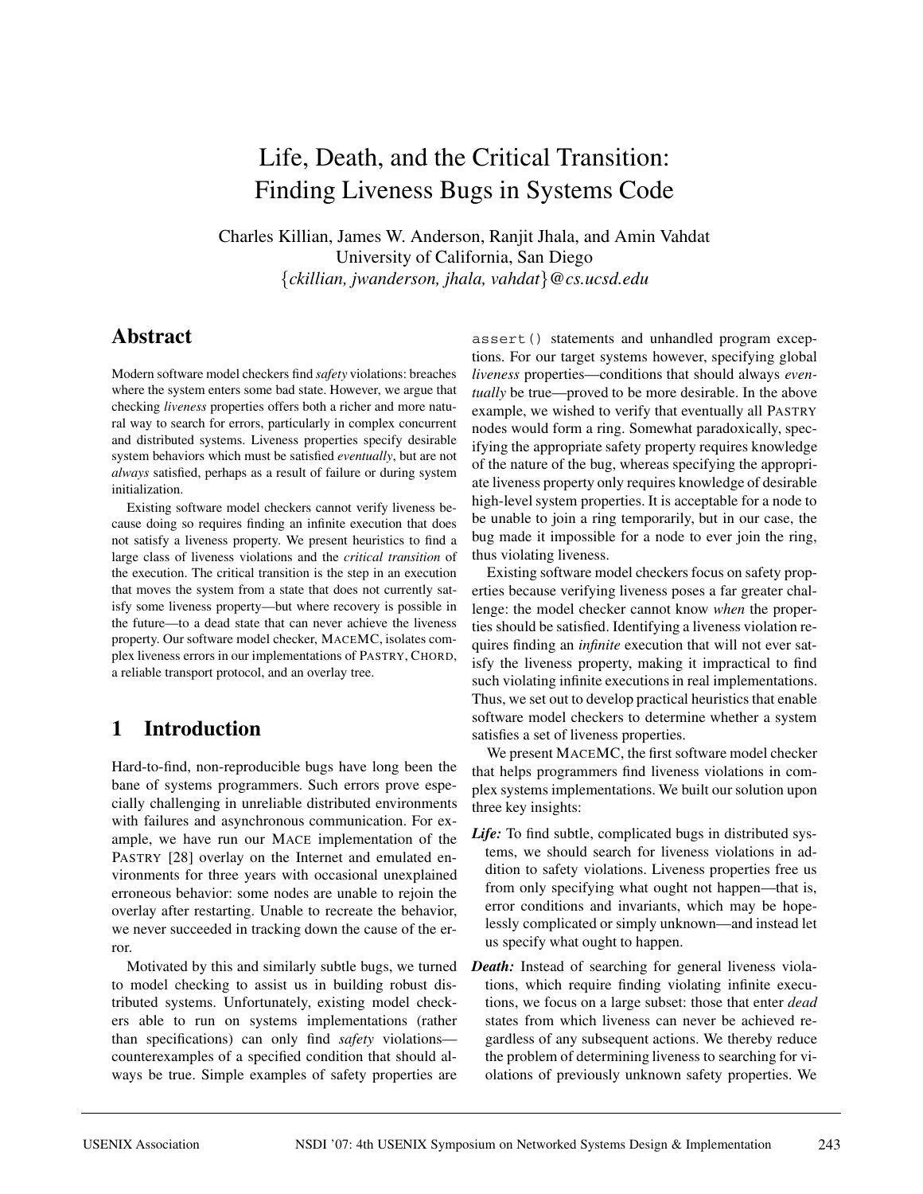# Life, Death, and the Critical Transition: Finding Liveness Bugs in Systems Code

Charles Killian, James W. Anderson, Ranjit Jhala, and Amin Vahdat
University of California, San Diego
{*ckillian, jwanderson, jhala, vahdat*}*@cs.ucsd.edu*

## Abstract

Modern software model checkers find *safety* violations: breaches where the system enters some bad state. However, we argue that checking *liveness* properties offers both a richer and more natural way to search for errors, particularly in complex concurrent and distributed systems. Liveness properties specify desirable system behaviors which must be satisfied *eventually*, but are not *always* satisfied, perhaps as a result of failure or during system initialization.

Existing software model checkers cannot verify liveness because doing so requires finding an infinite execution that does not satisfy a liveness property. We present heuristics to find a large class of liveness violations and the *critical transition* of the execution. The critical transition is the step in an execution that moves the system from a state that does not currently satisfy some liveness property—but where recovery is possible in the future—to a dead state that can never achieve the liveness property. Our software model checker, MACEMC, isolates complex liveness errors in our implementations of PASTRY, CHORD, a reliable transport protocol, and an overlay tree.

## 1 Introduction

Hard-to-find, non-reproducible bugs have long been the bane of systems programmers. Such errors prove especially challenging in unreliable distributed environments with failures and asynchronous communication. For example, we have run our MACE implementation of the PASTRY [28] overlay on the Internet and emulated environments for three years with occasional unexplained erroneous behavior: some nodes are unable to rejoin the overlay after restarting. Unable to recreate the behavior, we never succeeded in tracking down the cause of the error.

Motivated by this and similarly subtle bugs, we turned to model checking to assist us in building robust distributed systems. Unfortunately, existing model checkers able to run on systems implementations (rather than specifications) can only find *safety* violations—counterexamples of a specified condition that should always be true. Simple examples of safety properties are `assert()` statements and unhandled program exceptions. For our target systems however, specifying global *liveness* properties—conditions that should always *eventually* be true—proved to be more desirable. In the above example, we wished to verify that eventually all PASTRY nodes would form a ring. Somewhat paradoxically, specifying the appropriate safety property requires knowledge of the nature of the bug, whereas specifying the appropriate liveness property only requires knowledge of desirable high-level system properties. It is acceptable for a node to be unable to join a ring temporarily, but in our case, the bug made it impossible for a node to ever join the ring, thus violating liveness.

Existing software model checkers focus on safety properties because verifying liveness poses a far greater challenge: the model checker cannot know *when* the properties should be satisfied. Identifying a liveness violation requires finding an *infinite* execution that will not ever satisfy the liveness property, making it impractical to find such violating infinite executions in real implementations. Thus, we set out to develop practical heuristics that enable software model checkers to determine whether a system satisfies a set of liveness properties.

We present MACEMC, the first software model checker that helps programmers find liveness violations in complex systems implementations. We built our solution upon three key insights:

- ***Life:*** To find subtle, complicated bugs in distributed systems, we should search for liveness violations in addition to safety violations. Liveness properties free us from only specifying what ought not happen—that is, error conditions and invariants, which may be hopelessly complicated or simply unknown—and instead let us specify what ought to happen.
- ***Death:*** Instead of searching for general liveness violations, which require finding violating infinite executions, we focus on a large subset: those that enter *dead* states from which liveness can never be achieved regardless of any subsequent actions. We thereby reduce the problem of determining liveness to searching for violations of previously unknown safety properties. We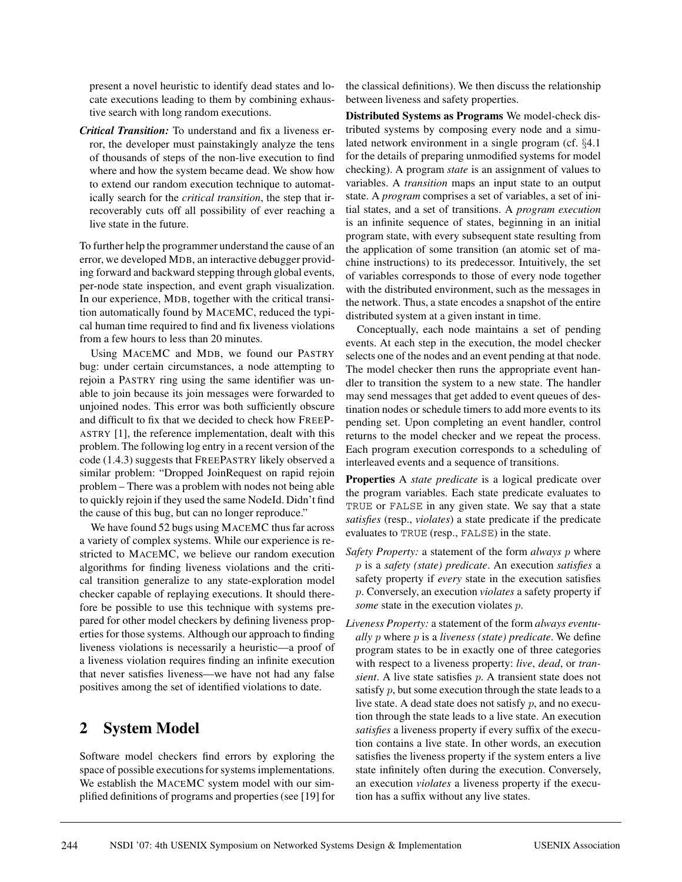present a novel heuristic to identify dead states and locate executions leading to them by combining exhaustive search with long random executions.

***Critical Transition:*** To understand and fix a liveness error, the developer must painstakingly analyze the tens of thousands of steps of the non-live execution to find where and how the system became dead. We show how to extend our random execution technique to automatically search for the *critical transition*, the step that irrecoverably cuts off all possibility of ever reaching a live state in the future.

To further help the programmer understand the cause of an error, we developed MDB, an interactive debugger providing forward and backward stepping through global events, per-node state inspection, and event graph visualization. In our experience, MDB, together with the critical transition automatically found by MACEMC, reduced the typical human time required to find and fix liveness violations from a few hours to less than 20 minutes.

Using MACEMC and MDB, we found our PASTRY bug: under certain circumstances, a node attempting to rejoin a PASTRY ring using the same identifier was unable to join because its join messages were forwarded to unjoined nodes. This error was both sufficiently obscure and difficult to fix that we decided to check how FREEPASTRY [1], the reference implementation, dealt with this problem. The following log entry in a recent version of the code (1.4.3) suggests that FREEPASTRY likely observed a similar problem: "Dropped JoinRequest on rapid rejoin problem – There was a problem with nodes not being able to quickly rejoin if they used the same NodeId. Didn't find the cause of this bug, but can no longer reproduce."

We have found 52 bugs using MACEMC thus far across a variety of complex systems. While our experience is restricted to MACEMC, we believe our random execution algorithms for finding liveness violations and the critical transition generalize to any state-exploration model checker capable of replaying executions. It should therefore be possible to use this technique with systems prepared for other model checkers by defining liveness properties for those systems. Although our approach to finding liveness violations is necessarily a heuristic—a proof of a liveness violation requires finding an infinite execution that never satisfies liveness—we have not had any false positives among the set of identified violations to date.

## 2 System Model

Software model checkers find errors by exploring the space of possible executions for systems implementations. We establish the MACEMC system model with our simplified definitions of programs and properties (see [19] for the classical definitions). We then discuss the relationship between liveness and safety properties.

**Distributed Systems as Programs** We model-check distributed systems by composing every node and a simulated network environment in a single program (cf. §4.1 for the details of preparing unmodified systems for model checking). A program *state* is an assignment of values to variables. A *transition* maps an input state to an output state. A *program* comprises a set of variables, a set of initial states, and a set of transitions. A *program execution* is an infinite sequence of states, beginning in an initial program state, with every subsequent state resulting from the application of some transition (an atomic set of machine instructions) to its predecessor. Intuitively, the set of variables corresponds to those of every node together with the distributed environment, such as the messages in the network. Thus, a state encodes a snapshot of the entire distributed system at a given instant in time.

Conceptually, each node maintains a set of pending events. At each step in the execution, the model checker selects one of the nodes and an event pending at that node. The model checker then runs the appropriate event handler to transition the system to a new state. The handler may send messages that get added to event queues of destination nodes or schedule timers to add more events to its pending set. Upon completing an event handler, control returns to the model checker and we repeat the process. Each program execution corresponds to a scheduling of interleaved events and a sequence of transitions.

**Properties** A *state predicate* is a logical predicate over the program variables. Each state predicate evaluates to `TRUE` or `FALSE` in any given state. We say that a state *satisfies* (resp., *violates*) a state predicate if the predicate evaluates to `TRUE` (resp., `FALSE`) in the state.

*Safety Property:* a statement of the form *always* $p$ where $p$ is a *safety (state) predicate*. An execution *satisfies* a safety property if *every* state in the execution satisfies $p$. Conversely, an execution *violates* a safety property if *some* state in the execution violates $p$.

*Liveness Property:* a statement of the form *always eventually* $p$ where $p$ is a *liveness (state) predicate*. We define program states to be in exactly one of three categories with respect to a liveness property: *live*, *dead*, or *transient*. A live state satisfies $p$. A transient state does not satisfy $p$, but some execution through the state leads to a live state. A dead state does not satisfy $p$, and no execution through the state leads to a live state. An execution *satisfies* a liveness property if every suffix of the execution contains a live state. In other words, an execution satisfies the liveness property if the system enters a live state infinitely often during the execution. Conversely, an execution *violates* a liveness property if the execution has a suffix without any live states.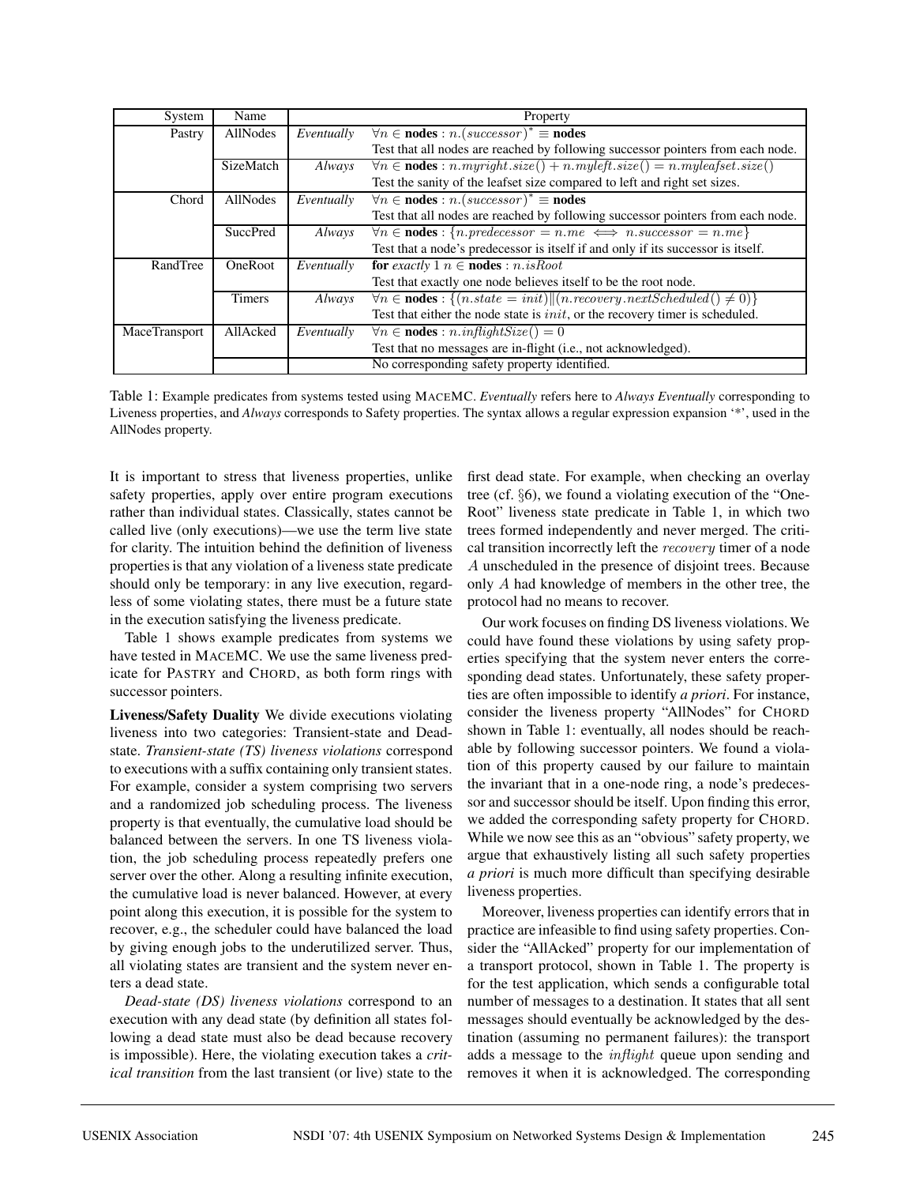| System | Name | | Property |
|---|---|---|---|
| Pastry | AllNodes | *Eventually* | $\forall n \in$ **nodes** $: n.(successor)^* \equiv$ **nodes** |
| | | | Test that all nodes are reached by following successor pointers from each node. |
| | SizeMatch | *Always* | $\forall n \in$ **nodes** $: n.myright.size() + n.myleft.size() = n.myleafset.size()$ |
| | | | Test the sanity of the leafset size compared to left and right set sizes. |
| Chord | AllNodes | *Eventually* | $\forall n \in$ **nodes** $: n.(successor)^* \equiv$ **nodes** |
| | | | Test that all nodes are reached by following successor pointers from each node. |
| | SuccPred | *Always* | $\forall n \in$ **nodes** $: \{n.predecessor = n.me \iff n.successor = n.me\}$ |
| | | | Test that a node's predecessor is itself if and only if its successor is itself. |
| RandTree | OneRoot | *Eventually* | **for** *exactly* $1\ n \in$ **nodes** $: n.isRoot$ |
| | | | Test that exactly one node believes itself to be the root node. |
| | Timers | *Always* | $\forall n \in$ **nodes** $: \{(n.state = init) \| (n.recovery.nextScheduled() \neq 0)\}$ |
| | | | Test that either the node state is $init$, or the recovery timer is scheduled. |
| MaceTransport | AllAcked | *Eventually* | $\forall n \in$ **nodes** $: n.inflightSize() = 0$ |
| | | | Test that no messages are in-flight (i.e., not acknowledged). |
| | | | No corresponding safety property identified. |

Table 1: Example predicates from systems tested using MaceMC. *Eventually* refers here to *Always Eventually* corresponding to Liveness properties, and *Always* corresponds to Safety properties. The syntax allows a regular expression expansion '*', used in the AllNodes property.

It is important to stress that liveness properties, unlike safety properties, apply over entire program executions rather than individual states. Classically, states cannot be called live (only executions)—we use the term live state for clarity. The intuition behind the definition of liveness properties is that any violation of a liveness state predicate should only be temporary: in any live execution, regardless of some violating states, there must be a future state in the execution satisfying the liveness predicate.

Table 1 shows example predicates from systems we have tested in MaceMC. We use the same liveness predicate for Pastry and Chord, as both form rings with successor pointers.

**Liveness/Safety Duality** We divide executions violating liveness into two categories: Transient-state and Dead-state. *Transient-state (TS) liveness violations* correspond to executions with a suffix containing only transient states. For example, consider a system comprising two servers and a randomized job scheduling process. The liveness property is that eventually, the cumulative load should be balanced between the servers. In one TS liveness violation, the job scheduling process repeatedly prefers one server over the other. Along a resulting infinite execution, the cumulative load is never balanced. However, at every point along this execution, it is possible for the system to recover, e.g., the scheduler could have balanced the load by giving enough jobs to the underutilized server. Thus, all violating states are transient and the system never enters a dead state.

*Dead-state (DS) liveness violations* correspond to an execution with any dead state (by definition all states following a dead state must also be dead because recovery is impossible). Here, the violating execution takes a *critical transition* from the last transient (or live) state to the first dead state. For example, when checking an overlay tree (cf. §6), we found a violating execution of the "OneRoot" liveness state predicate in Table 1, in which two trees formed independently and never merged. The critical transition incorrectly left the $recovery$ timer of a node $A$ unscheduled in the presence of disjoint trees. Because only $A$ had knowledge of members in the other tree, the protocol had no means to recover.

Our work focuses on finding DS liveness violations. We could have found these violations by using safety properties specifying that the system never enters the corresponding dead states. Unfortunately, these safety properties are often impossible to identify *a priori*. For instance, consider the liveness property "AllNodes" for Chord shown in Table 1: eventually, all nodes should be reachable by following successor pointers. We found a violation of this property caused by our failure to maintain the invariant that in a one-node ring, a node's predecessor and successor should be itself. Upon finding this error, we added the corresponding safety property for Chord. While we now see this as an "obvious" safety property, we argue that exhaustively listing all such safety properties *a priori* is much more difficult than specifying desirable liveness properties.

Moreover, liveness properties can identify errors that in practice are infeasible to find using safety properties. Consider the "AllAcked" property for our implementation of a transport protocol, shown in Table 1. The property is for the test application, which sends a configurable total number of messages to a destination. It states that all sent messages should eventually be acknowledged by the destination (assuming no permanent failures): the transport adds a message to the $inflight$ queue upon sending and removes it when it is acknowledged. The corresponding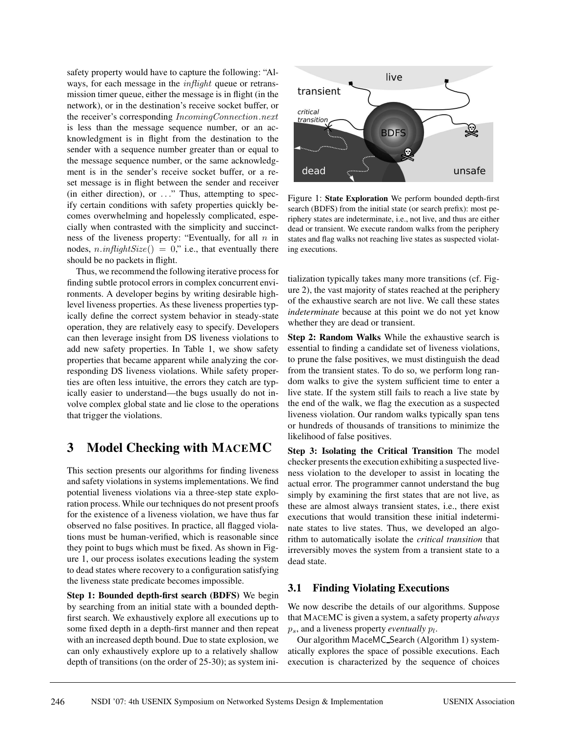safety property would have to capture the following: "Always, for each message in the *inflight* queue or retransmission timer queue, either the message is in flight (in the network), or in the destination's receive socket buffer, or the receiver's corresponding *IncomingConnection.next* is less than the message sequence number, or an acknowledgment is in flight from the destination to the sender with a sequence number greater than or equal to the message sequence number, or the same acknowledgment is in the sender's receive socket buffer, or a reset message is in flight between the sender and receiver (in either direction), or ..." Thus, attempting to specify certain conditions with safety properties quickly becomes overwhelming and hopelessly complicated, especially when contrasted with the simplicity and succinctness of the liveness property: "Eventually, for all $n$ in nodes, $n.inflightSize() = 0$," i.e., that eventually there should be no packets in flight.

Thus, we recommend the following iterative process for finding subtle protocol errors in complex concurrent environments. A developer begins by writing desirable high-level liveness properties. As these liveness properties typically define the correct system behavior in steady-state operation, they are relatively easy to specify. Developers can then leverage insight from DS liveness violations to add new safety properties. In Table 1, we show safety properties that became apparent while analyzing the corresponding DS liveness violations. While safety properties are often less intuitive, the errors they catch are typically easier to understand—the bugs usually do not involve complex global state and lie close to the operations that trigger the violations.

# 3 Model Checking with MACEMC

This section presents our algorithms for finding liveness and safety violations in systems implementations. We find potential liveness violations via a three-step state exploration process. While our techniques do not present proofs for the existence of a liveness violation, we have thus far observed no false positives. In practice, all flagged violations must be human-verified, which is reasonable since they point to bugs which must be fixed. As shown in Figure 1, our process isolates executions leading the system to dead states where recovery to a configuration satisfying the liveness state predicate becomes impossible.

**Step 1: Bounded depth-first search (BDFS)** We begin by searching from an initial state with a bounded depth-first search. We exhaustively explore all executions up to some fixed depth in a depth-first manner and then repeat with an increased depth bound. Due to state explosion, we can only exhaustively explore up to a relatively shallow depth of transitions (on the order of 25-30); as system initialization typically takes many more transitions (cf. Figure 2), the vast majority of states reached at the periphery of the exhaustive search are not live. We call these states *indeterminate* because at this point we do not yet know whether they are dead or transient.

Figure 1: **State Exploration** We perform bounded depth-first search (BDFS) from the initial state (or search prefix): most periphery states are indeterminate, i.e., not live, and thus are either dead or transient. We execute random walks from the periphery states and flag walks not reaching live states as suspected violating executions.

**Step 2: Random Walks** While the exhaustive search is essential to finding a candidate set of liveness violations, to prune the false positives, we must distinguish the dead from the transient states. To do so, we perform long random walks to give the system sufficient time to enter a live state. If the system still fails to reach a live state by the end of the walk, we flag the execution as a suspected liveness violation. Our random walks typically span tens or hundreds of thousands of transitions to minimize the likelihood of false positives.

**Step 3: Isolating the Critical Transition** The model checker presents the execution exhibiting a suspected liveness violation to the developer to assist in locating the actual error. The programmer cannot understand the bug simply by examining the first states that are not live, as these are almost always transient states, i.e., there exist executions that would transition these initial indeterminate states to live states. Thus, we developed an algorithm to automatically isolate the *critical transition* that irreversibly moves the system from a transient state to a dead state.

## 3.1 Finding Violating Executions

We now describe the details of our algorithms. Suppose that MACEMC is given a system, a safety property *always* $p_s$, and a liveness property *eventually* $p_l$.

Our algorithm MaceMC_Search (Algorithm 1) systematically explores the space of possible executions. Each execution is characterized by the sequence of choices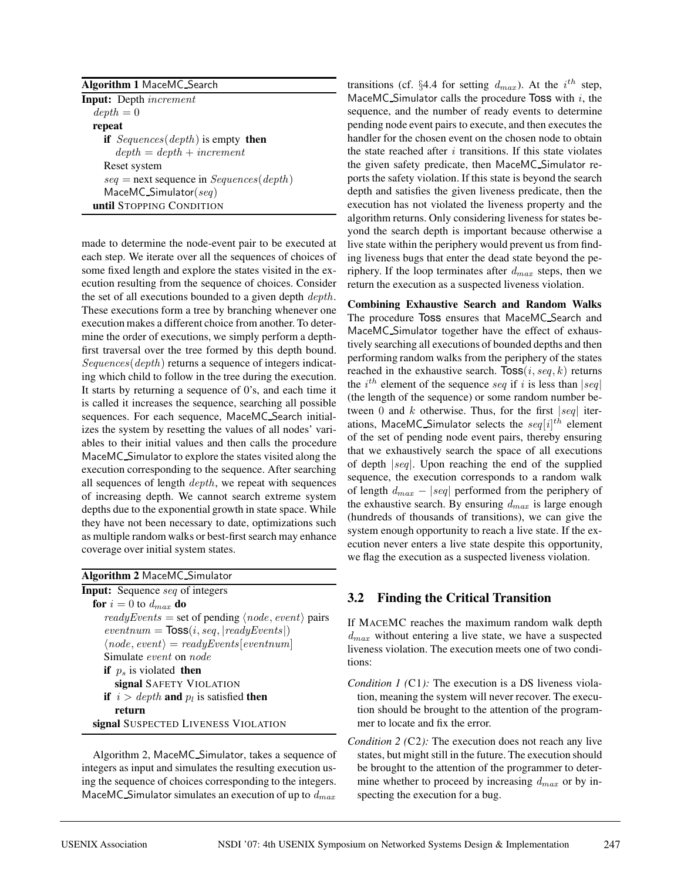**Algorithm 1** MaceMC_Search

```
Input: Depth increment
  depth = 0
  repeat
    if Sequences(depth) is empty then
      depth = depth + increment
    Reset system
    seq = next sequence in Sequences(depth)
    MaceMC_Simulator(seq)
  until STOPPING CONDITION
```

made to determine the node-event pair to be executed at each step. We iterate over all the sequences of choices of some fixed length and explore the states visited in the execution resulting from the sequence of choices. Consider the set of all executions bounded to a given depth $depth$. These executions form a tree by branching whenever one execution makes a different choice from another. To determine the order of executions, we simply perform a depth-first traversal over the tree formed by this depth bound. $Sequences(depth)$ returns a sequence of integers indicating which child to follow in the tree during the execution. It starts by returning a sequence of 0's, and each time it is called it increases the sequence, searching all possible sequences. For each sequence, MaceMC_Search initializes the system by resetting the values of all nodes' variables to their initial values and then calls the procedure MaceMC_Simulator to explore the states visited along the execution corresponding to the sequence. After searching all sequences of length $depth$, we repeat with sequences of increasing depth. We cannot search extreme system depths due to the exponential growth in state space. While they have not been necessary to date, optimizations such as multiple random walks or best-first search may enhance coverage over initial system states.

**Algorithm 2** MaceMC_Simulator

```
Input: Sequence seq of integers
  for i = 0 to d_max do
    readyEvents = set of pending ⟨node, event⟩ pairs
    eventnum = Toss(i, seq, |readyEvents|)
    ⟨node, event⟩ = readyEvents[eventnum]
    Simulate event on node
    if p_s is violated then
      signal SAFETY VIOLATION
    if i > depth and p_l is satisfied then
      return
  signal SUSPECTED LIVENESS VIOLATION
```

Algorithm 2, MaceMC_Simulator, takes a sequence of integers as input and simulates the resulting execution using the sequence of choices corresponding to the integers. MaceMC_Simulator simulates an execution of up to $d_{max}$ transitions (cf. §4.4 for setting $d_{max}$). At the $i^{th}$ step, MaceMC_Simulator calls the procedure Toss with $i$, the sequence, and the number of ready events to determine pending node event pairs to execute, and then executes the handler for the chosen event on the chosen node to obtain the state reached after $i$ transitions. If this state violates the given safety predicate, then MaceMC_Simulator reports the safety violation. If this state is beyond the search depth and satisfies the given liveness predicate, then the execution has not violated the liveness property and the algorithm returns. Only considering liveness for states beyond the search depth is important because otherwise a live state within the periphery would prevent us from finding liveness bugs that enter the dead state beyond the periphery. If the loop terminates after $d_{max}$ steps, then we return the execution as a suspected liveness violation.

**Combining Exhaustive Search and Random Walks** The procedure Toss ensures that MaceMC_Search and MaceMC_Simulator together have the effect of exhaustively searching all executions of bounded depths and then performing random walks from the periphery of the states reached in the exhaustive search. $\text{Toss}(i, seq, k)$ returns the $i^{th}$ element of the sequence $seq$ if $i$ is less than $|seq|$ (the length of the sequence) or some random number between 0 and $k$ otherwise. Thus, for the first $|seq|$ iterations, MaceMC_Simulator selects the $seq[i]^{th}$ element of the set of pending node event pairs, thereby ensuring that we exhaustively search the space of all executions of depth $|seq|$. Upon reaching the end of the supplied sequence, the execution corresponds to a random walk of length $d_{max} - |seq|$ performed from the periphery of the exhaustive search. By ensuring $d_{max}$ is large enough (hundreds of thousands of transitions), we can give the system enough opportunity to reach a live state. If the execution never enters a live state despite this opportunity, we flag the execution as a suspected liveness violation.

## 3.2 Finding the Critical Transition

If MACEMC reaches the maximum random walk depth $d_{max}$ without entering a live state, we have a suspected liveness violation. The execution meets one of two conditions:

*Condition 1 (C1):* The execution is a DS liveness violation, meaning the system will never recover. The execution should be brought to the attention of the programmer to locate and fix the error.

*Condition 2 (C2):* The execution does not reach any live states, but might still in the future. The execution should be brought to the attention of the programmer to determine whether to proceed by increasing $d_{max}$ or by inspecting the execution for a bug.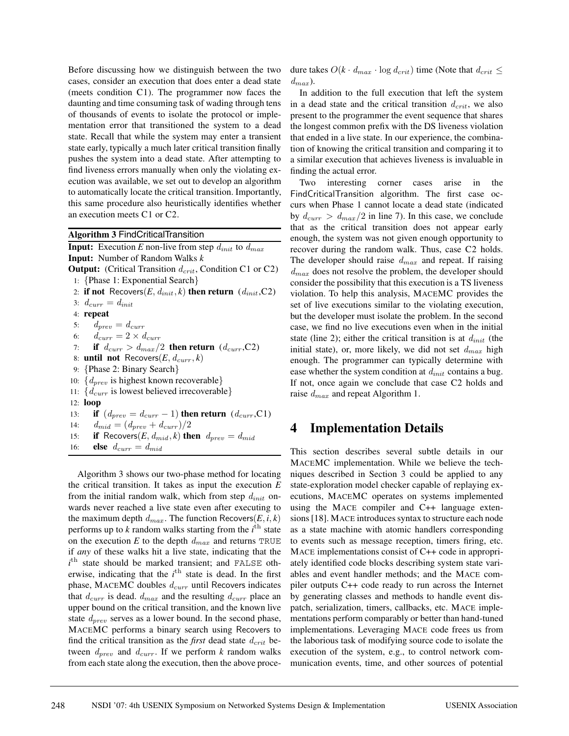Before discussing how we distinguish between the two cases, consider an execution that does enter a dead state (meets condition C1). The programmer now faces the daunting and time consuming task of wading through tens of thousands of events to isolate the protocol or implementation error that transitioned the system to a dead state. Recall that while the system may enter a transient state early, typically a much later critical transition finally pushes the system into a dead state. After attempting to find liveness errors manually when only the violating execution was available, we set out to develop an algorithm to automatically locate the critical transition. Importantly, this same procedure also heuristically identifies whether an execution meets C1 or C2.

**Algorithm 3** FindCriticalTransition

```
Input: Execution E non-live from step d_init to d_max
Input: Number of Random Walks k
Output: (Critical Transition d_crit, Condition C1 or C2)
 1: {Phase 1: Exponential Search}
 2: if not Recovers(E, d_init, k) then return (d_init, C2)
 3: d_curr = d_init
 4: repeat
 5:    d_prev = d_curr
 6:    d_curr = 2 × d_curr
 7:    if d_curr > d_max/2 then return (d_curr, C2)
 8: until not Recovers(E, d_curr, k)
 9: {Phase 2: Binary Search}
10: {d_prev is highest known recoverable}
11: {d_curr is lowest believed irrecoverable}
12: loop
13:    if (d_prev = d_curr − 1) then return (d_curr, C1)
14:    d_mid = (d_prev + d_curr)/2
15:    if Recovers(E, d_mid, k) then d_prev = d_mid
16:    else d_curr = d_mid
```

Algorithm 3 shows our two-phase method for locating the critical transition. It takes as input the execution *E* from the initial random walk, which from step $d_{init}$ onwards never reached a live state even after executing to the maximum depth $d_{max}$. The function Recovers(*E*, *i*, *k*) performs up to *k* random walks starting from the $i^{\text{th}}$ state on the execution *E* to the depth $d_{max}$ and returns TRUE if *any* of these walks hit a live state, indicating that the $i^{\text{th}}$ state should be marked transient; and FALSE otherwise, indicating that the $i^{\text{th}}$ state is dead. In the first phase, MACEMC doubles $d_{curr}$ until Recovers indicates that $d_{curr}$ is dead. $d_{max}$ and the resulting $d_{curr}$ place an upper bound on the critical transition, and the known live state $d_{prev}$ serves as a lower bound. In the second phase, MACEMC performs a binary search using Recovers to find the critical transition as the *first* dead state $d_{crit}$ between $d_{prev}$ and $d_{curr}$. If we perform *k* random walks from each state along the execution, then the above procedure takes $O(k \cdot d_{max} \cdot \log d_{crit})$ time (Note that $d_{crit} \leq d_{max}$).

In addition to the full execution that left the system in a dead state and the critical transition $d_{crit}$, we also present to the programmer the event sequence that shares the longest common prefix with the DS liveness violation that ended in a live state. In our experience, the combination of knowing the critical transition and comparing it to a similar execution that achieves liveness is invaluable in finding the actual error.

Two interesting corner cases arise in the FindCriticalTransition algorithm. The first case occurs when Phase 1 cannot locate a dead state (indicated by $d_{curr} > d_{max}/2$ in line 7). In this case, we conclude that as the critical transition does not appear early enough, the system was not given enough opportunity to recover during the random walk. Thus, case C2 holds. The developer should raise $d_{max}$ and repeat. If raising $d_{max}$ does not resolve the problem, the developer should consider the possibility that this execution is a TS liveness violation. To help this analysis, MACEMC provides the set of live executions similar to the violating execution, but the developer must isolate the problem. In the second case, we find no live executions even when in the initial state (line 2); either the critical transition is at $d_{init}$ (the initial state), or, more likely, we did not set $d_{max}$ high enough. The programmer can typically determine with ease whether the system condition at $d_{init}$ contains a bug. If not, once again we conclude that case C2 holds and raise $d_{max}$ and repeat Algorithm 1.

# 4 Implementation Details

This section describes several subtle details in our MACEMC implementation. While we believe the techniques described in Section 3 could be applied to any state-exploration model checker capable of replaying executions, MACEMC operates on systems implemented using the MACE compiler and C++ language extensions [18]. MACE introduces syntax to structure each node as a state machine with atomic handlers corresponding to events such as message reception, timers firing, etc. MACE implementations consist of C++ code in appropriately identified code blocks describing system state variables and event handler methods; and the MACE compiler outputs C++ code ready to run across the Internet by generating classes and methods to handle event dispatch, serialization, timers, callbacks, etc. MACE implementations perform comparably or better than hand-tuned implementations. Leveraging MACE code frees us from the laborious task of modifying source code to isolate the execution of the system, e.g., to control network communication events, time, and other sources of potential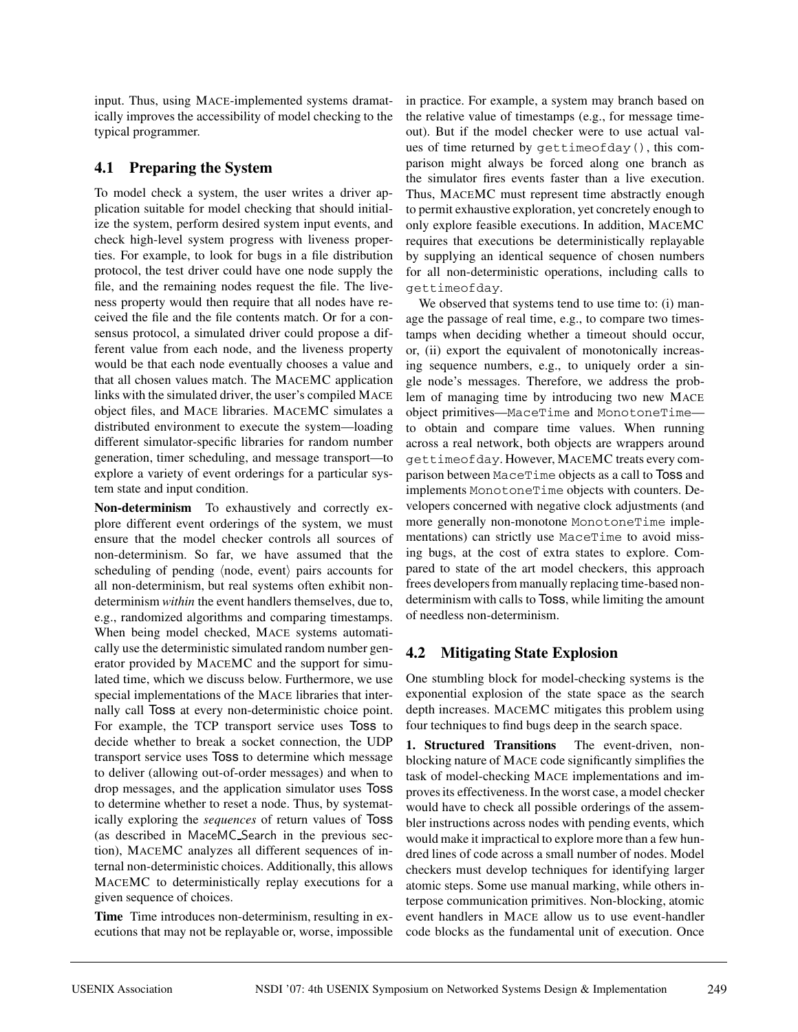input. Thus, using MACE-implemented systems dramatically improves the accessibility of model checking to the typical programmer.

## 4.1 Preparing the System

To model check a system, the user writes a driver application suitable for model checking that should initialize the system, perform desired system input events, and check high-level system progress with liveness properties. For example, to look for bugs in a file distribution protocol, the test driver could have one node supply the file, and the remaining nodes request the file. The liveness property would then require that all nodes have received the file and the file contents match. Or for a consensus protocol, a simulated driver could propose a different value from each node, and the liveness property would be that each node eventually chooses a value and that all chosen values match. The MACEMC application links with the simulated driver, the user's compiled MACE object files, and MACE libraries. MACEMC simulates a distributed environment to execute the system—loading different simulator-specific libraries for random number generation, timer scheduling, and message transport—to explore a variety of event orderings for a particular system state and input condition.

**Non-determinism** To exhaustively and correctly explore different event orderings of the system, we must ensure that the model checker controls all sources of non-determinism. So far, we have assumed that the scheduling of pending ⟨node, event⟩ pairs accounts for all non-determinism, but real systems often exhibit non-determinism *within* the event handlers themselves, due to, e.g., randomized algorithms and comparing timestamps. When being model checked, MACE systems automatically use the deterministic simulated random number generator provided by MACEMC and the support for simulated time, which we discuss below. Furthermore, we use special implementations of the MACE libraries that internally call Toss at every non-deterministic choice point. For example, the TCP transport service uses Toss to decide whether to break a socket connection, the UDP transport service uses Toss to determine which message to deliver (allowing out-of-order messages) and when to drop messages, and the application simulator uses Toss to determine whether to reset a node. Thus, by systematically exploring the *sequences* of return values of Toss (as described in MaceMC_Search in the previous section), MACEMC analyzes all different sequences of internal non-deterministic choices. Additionally, this allows MACEMC to deterministically replay executions for a given sequence of choices.

**Time** Time introduces non-determinism, resulting in executions that may not be replayable or, worse, impossible in practice. For example, a system may branch based on the relative value of timestamps (e.g., for message timeout). But if the model checker were to use actual values of time returned by `gettimeofday()`, this comparison might always be forced along one branch as the simulator fires events faster than a live execution. Thus, MACEMC must represent time abstractly enough to permit exhaustive exploration, yet concretely enough to only explore feasible executions. In addition, MACEMC requires that executions be deterministically replayable by supplying an identical sequence of chosen numbers for all non-deterministic operations, including calls to `gettimeofday`.

We observed that systems tend to use time to: (i) manage the passage of real time, e.g., to compare two timestamps when deciding whether a timeout should occur, or, (ii) export the equivalent of monotonically increasing sequence numbers, e.g., to uniquely order a single node's messages. Therefore, we address the problem of managing time by introducing two new MACE object primitives—`MaceTime` and `MonotoneTime`—to obtain and compare time values. When running across a real network, both objects are wrappers around `gettimeofday`. However, MACEMC treats every comparison between `MaceTime` objects as a call to Toss and implements `MonotoneTime` objects with counters. Developers concerned with negative clock adjustments (and more generally non-monotone `MonotoneTime` implementations) can strictly use `MaceTime` to avoid missing bugs, at the cost of extra states to explore. Compared to state of the art model checkers, this approach frees developers from manually replacing time-based non-determinism with calls to Toss, while limiting the amount of needless non-determinism.

## 4.2 Mitigating State Explosion

One stumbling block for model-checking systems is the exponential explosion of the state space as the search depth increases. MACEMC mitigates this problem using four techniques to find bugs deep in the search space.

**1. Structured Transitions** The event-driven, non-blocking nature of MACE code significantly simplifies the task of model-checking MACE implementations and improves its effectiveness. In the worst case, a model checker would have to check all possible orderings of the assembler instructions across nodes with pending events, which would make it impractical to explore more than a few hundred lines of code across a small number of nodes. Model checkers must develop techniques for identifying larger atomic steps. Some use manual marking, while others interpose communication primitives. Non-blocking, atomic event handlers in MACE allow us to use event-handler code blocks as the fundamental unit of execution. Once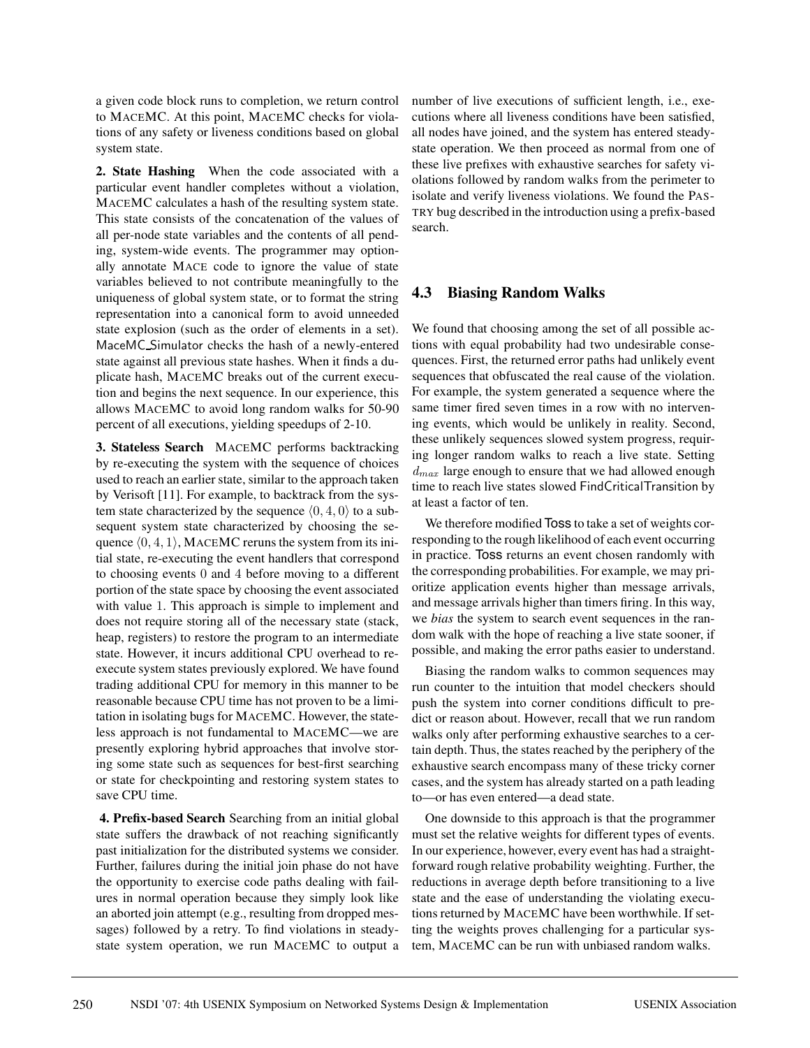a given code block runs to completion, we return control to MACEMC. At this point, MACEMC checks for violations of any safety or liveness conditions based on global system state.

**2. State Hashing** When the code associated with a particular event handler completes without a violation, MACEMC calculates a hash of the resulting system state. This state consists of the concatenation of the values of all per-node state variables and the contents of all pending, system-wide events. The programmer may optionally annotate MACE code to ignore the value of state variables believed to not contribute meaningfully to the uniqueness of global system state, or to format the string representation into a canonical form to avoid unneeded state explosion (such as the order of elements in a set). MaceMC_Simulator checks the hash of a newly-entered state against all previous state hashes. When it finds a duplicate hash, MACEMC breaks out of the current execution and begins the next sequence. In our experience, this allows MACEMC to avoid long random walks for 50-90 percent of all executions, yielding speedups of 2-10.

**3. Stateless Search** MACEMC performs backtracking by re-executing the system with the sequence of choices used to reach an earlier state, similar to the approach taken by Verisoft [11]. For example, to backtrack from the system state characterized by the sequence $\langle 0, 4, 0 \rangle$ to a subsequent system state characterized by choosing the sequence $\langle 0, 4, 1 \rangle$, MACEMC reruns the system from its initial state, re-executing the event handlers that correspond to choosing events 0 and 4 before moving to a different portion of the state space by choosing the event associated with value 1. This approach is simple to implement and does not require storing all of the necessary state (stack, heap, registers) to restore the program to an intermediate state. However, it incurs additional CPU overhead to re-execute system states previously explored. We have found trading additional CPU for memory in this manner to be reasonable because CPU time has not proven to be a limitation in isolating bugs for MACEMC. However, the stateless approach is not fundamental to MACEMC—we are presently exploring hybrid approaches that involve storing some state such as sequences for best-first searching or state for checkpointing and restoring system states to save CPU time.

**4. Prefix-based Search** Searching from an initial global state suffers the drawback of not reaching significantly past initialization for the distributed systems we consider. Further, failures during the initial join phase do not have the opportunity to exercise code paths dealing with failures in normal operation because they simply look like an aborted join attempt (e.g., resulting from dropped messages) followed by a retry. To find violations in steady-state system operation, we run MACEMC to output a number of live executions of sufficient length, i.e., executions where all liveness conditions have been satisfied, all nodes have joined, and the system has entered steady-state operation. We then proceed as normal from one of these live prefixes with exhaustive searches for safety violations followed by random walks from the perimeter to isolate and verify liveness violations. We found the PASTRY bug described in the introduction using a prefix-based search.

### 4.3 Biasing Random Walks

We found that choosing among the set of all possible actions with equal probability had two undesirable consequences. First, the returned error paths had unlikely event sequences that obfuscated the real cause of the violation. For example, the system generated a sequence where the same timer fired seven times in a row with no intervening events, which would be unlikely in reality. Second, these unlikely sequences slowed system progress, requiring longer random walks to reach a live state. Setting $d_{max}$ large enough to ensure that we had allowed enough time to reach live states slowed FindCriticalTransition by at least a factor of ten.

We therefore modified Toss to take a set of weights corresponding to the rough likelihood of each event occurring in practice. Toss returns an event chosen randomly with the corresponding probabilities. For example, we may prioritize application events higher than message arrivals, and message arrivals higher than timers firing. In this way, we *bias* the system to search event sequences in the random walk with the hope of reaching a live state sooner, if possible, and making the error paths easier to understand.

Biasing the random walks to common sequences may run counter to the intuition that model checkers should push the system into corner conditions difficult to predict or reason about. However, recall that we run random walks only after performing exhaustive searches to a certain depth. Thus, the states reached by the periphery of the exhaustive search encompass many of these tricky corner cases, and the system has already started on a path leading to—or has even entered—a dead state.

One downside to this approach is that the programmer must set the relative weights for different types of events. In our experience, however, every event has had a straightforward rough relative probability weighting. Further, the reductions in average depth before transitioning to a live state and the ease of understanding the violating executions returned by MACEMC have been worthwhile. If setting the weights proves challenging for a particular system, MACEMC can be run with unbiased random walks.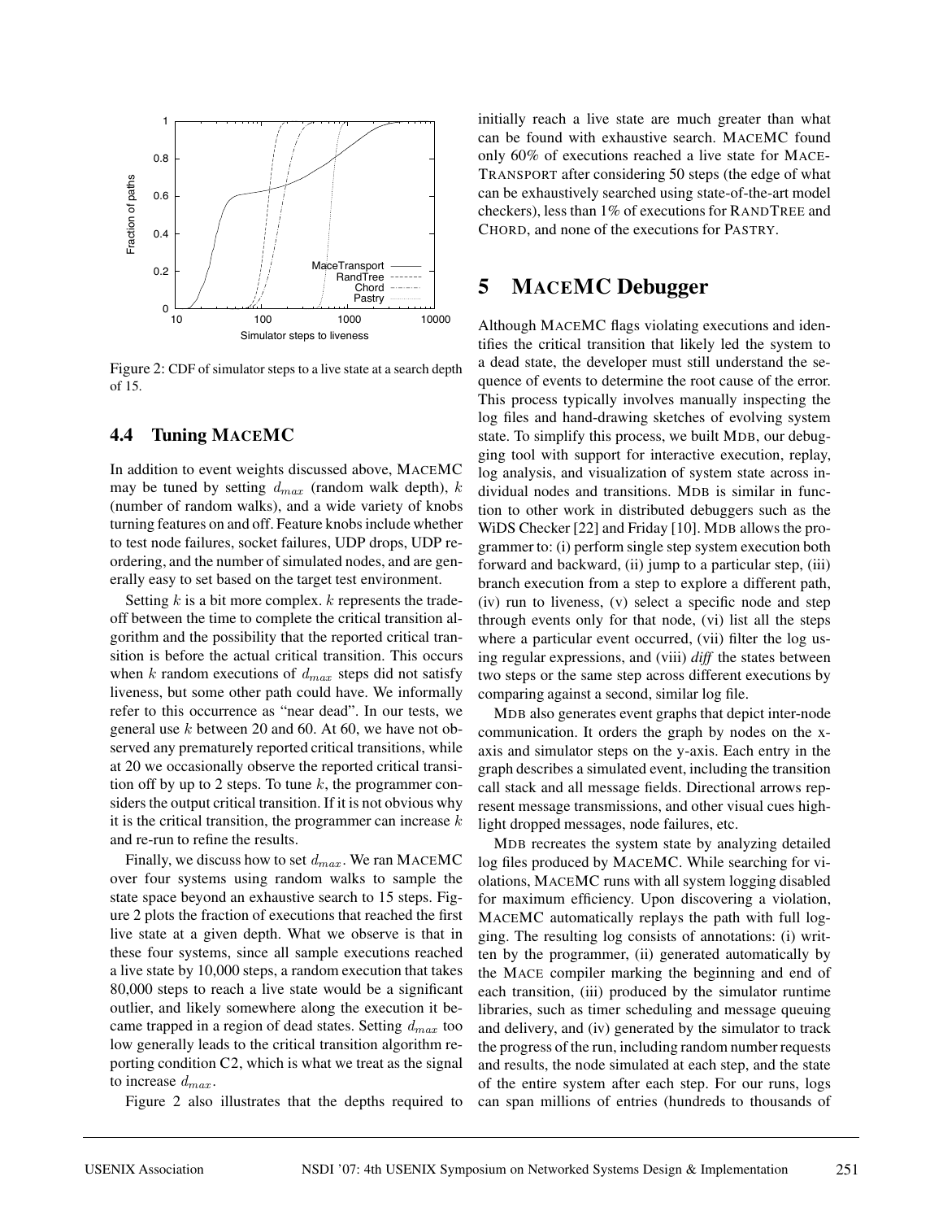Figure 2: CDF of simulator steps to a live state at a search depth of 15.

### 4.4 Tuning MACEMC

In addition to event weights discussed above, MACEMC may be tuned by setting $d_{max}$ (random walk depth), $k$ (number of random walks), and a wide variety of knobs turning features on and off. Feature knobs include whether to test node failures, socket failures, UDP drops, UDP reordering, and the number of simulated nodes, and are generally easy to set based on the target test environment.

Setting $k$ is a bit more complex. $k$ represents the tradeoff between the time to complete the critical transition algorithm and the possibility that the reported critical transition is before the actual critical transition. This occurs when $k$ random executions of $d_{max}$ steps did not satisfy liveness, but some other path could have. We informally refer to this occurrence as "near dead". In our tests, we general use $k$ between 20 and 60. At 60, we have not observed any prematurely reported critical transitions, while at 20 we occasionally observe the reported critical transition off by up to 2 steps. To tune $k$, the programmer considers the output critical transition. If it is not obvious why it is the critical transition, the programmer can increase $k$ and re-run to refine the results.

Finally, we discuss how to set $d_{max}$. We ran MACEMC over four systems using random walks to sample the state space beyond an exhaustive search to 15 steps. Figure 2 plots the fraction of executions that reached the first live state at a given depth. What we observe is that in these four systems, since all sample executions reached a live state by 10,000 steps, a random execution that takes 80,000 steps to reach a live state would be a significant outlier, and likely somewhere along the execution it became trapped in a region of dead states. Setting $d_{max}$ too low generally leads to the critical transition algorithm reporting condition C2, which is what we treat as the signal to increase $d_{max}$.

Figure 2 also illustrates that the depths required to initially reach a live state are much greater than what can be found with exhaustive search. MACEMC found only 60% of executions reached a live state for MACETRANSPORT after considering 50 steps (the edge of what can be exhaustively searched using state-of-the-art model checkers), less than 1% of executions for RANDTREE and CHORD, and none of the executions for PASTRY.

## 5 MACEMC Debugger

Although MACEMC flags violating executions and identifies the critical transition that likely led the system to a dead state, the developer must still understand the sequence of events to determine the root cause of the error. This process typically involves manually inspecting the log files and hand-drawing sketches of evolving system state. To simplify this process, we built MDB, our debugging tool with support for interactive execution, replay, log analysis, and visualization of system state across individual nodes and transitions. MDB is similar in function to other work in distributed debuggers such as the WiDS Checker [22] and Friday [10]. MDB allows the programmer to: (i) perform single step system execution both forward and backward, (ii) jump to a particular step, (iii) branch execution from a step to explore a different path, (iv) run to liveness, (v) select a specific node and step through events only for that node, (vi) list all the steps where a particular event occurred, (vii) filter the log using regular expressions, and (viii) *diff* the states between two steps or the same step across different executions by comparing against a second, similar log file.

MDB also generates event graphs that depict inter-node communication. It orders the graph by nodes on the x-axis and simulator steps on the y-axis. Each entry in the graph describes a simulated event, including the transition call stack and all message fields. Directional arrows represent message transmissions, and other visual cues highlight dropped messages, node failures, etc.

MDB recreates the system state by analyzing detailed log files produced by MACEMC. While searching for violations, MACEMC runs with all system logging disabled for maximum efficiency. Upon discovering a violation, MACEMC automatically replays the path with full logging. The resulting log consists of annotations: (i) written by the programmer, (ii) generated automatically by the MACE compiler marking the beginning and end of each transition, (iii) produced by the simulator runtime libraries, such as timer scheduling and message queuing and delivery, and (iv) generated by the simulator to track the progress of the run, including random number requests and results, the node simulated at each step, and the state of the entire system after each step. For our runs, logs can span millions of entries (hundreds to thousands of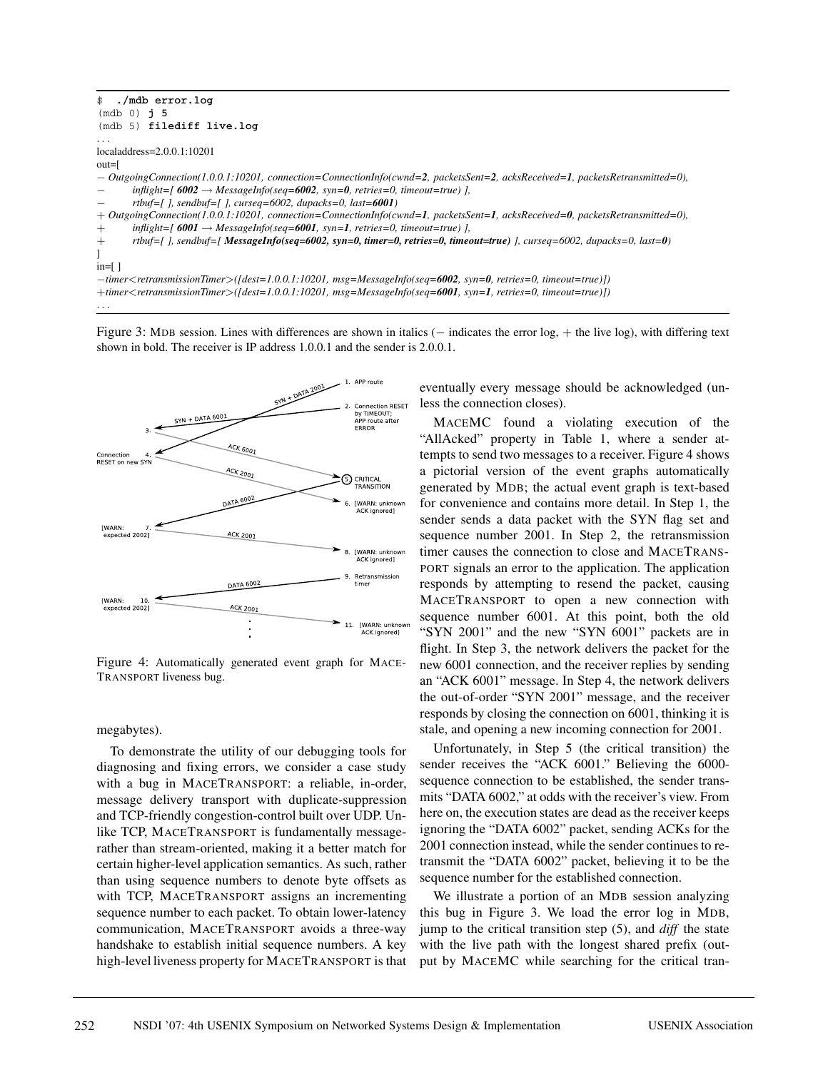```
$ ./mdb error.log
(mdb 0) j 5
(mdb 5) filediff live.log
. . .
localaddress=2.0.0.1:10201
out=[
− OutgoingConnection(1.0.0.1:10201, connection=ConnectionInfo(cwnd=2, packetsSent=2, acksReceived=1, packetsRetransmitted=0),
−       inflight=[ 6002 → MessageInfo(seq=6002, syn=0, retries=0, timeout=true) ],
−       rtbuf=[ ], sendbuf=[ ], curseq=6002, dupacks=0, last=6001)
+ OutgoingConnection(1.0.0.1:10201, connection=ConnectionInfo(cwnd=1, packetsSent=1, acksReceived=0, packetsRetransmitted=0),
+       inflight=[ 6001 → MessageInfo(seq=6001, syn=1, retries=0, timeout=true) ],
+       rtbuf=[ ], sendbuf=[ MessageInfo(seq=6002, syn=0, timer=0, retries=0, timeout=true) ], curseq=6002, dupacks=0, last=0)
]
in=[ ]
−timer<retransmissionTimer>([dest=1.0.0.1:10201, msg=MessageInfo(seq=6002, syn=0, retries=0, timeout=true)])
+timer<retransmissionTimer>([dest=1.0.0.1:10201, msg=MessageInfo(seq=6001, syn=1, retries=0, timeout=true)])
. . .
```

Figure 3: MDB session. Lines with differences are shown in italics (− indicates the error log, + the live log), with differing text shown in bold. The receiver is IP address 1.0.0.1 and the sender is 2.0.0.1.

Figure 4: Automatically generated event graph for MACETRANSPORT liveness bug.

megabytes).

To demonstrate the utility of our debugging tools for diagnosing and fixing errors, we consider a case study with a bug in MACETRANSPORT: a reliable, in-order, message delivery transport with duplicate-suppression and TCP-friendly congestion-control built over UDP. Unlike TCP, MACETRANSPORT is fundamentally message- rather than stream-oriented, making it a better match for certain higher-level application semantics. As such, rather than using sequence numbers to denote byte offsets as with TCP, MACETRANSPORT assigns an incrementing sequence number to each packet. To obtain lower-latency communication, MACETRANSPORT avoids a three-way handshake to establish initial sequence numbers. A key high-level liveness property for MACETRANSPORT is that eventually every message should be acknowledged (unless the connection closes).

MACEMC found a violating execution of the "AllAcked" property in Table 1, where a sender attempts to send two messages to a receiver. Figure 4 shows a pictorial version of the event graphs automatically generated by MDB; the actual event graph is text-based for convenience and contains more detail. In Step 1, the sender sends a data packet with the SYN flag set and sequence number 2001. In Step 2, the retransmission timer causes the connection to close and MACETRANSPORT signals an error to the application. The application responds by attempting to resend the packet, causing MACETRANSPORT to open a new connection with sequence number 6001. At this point, both the old "SYN 2001" and the new "SYN 6001" packets are in flight. In Step 3, the network delivers the packet for the new 6001 connection, and the receiver replies by sending an "ACK 6001" message. In Step 4, the network delivers the out-of-order "SYN 2001" message, and the receiver responds by closing the connection on 6001, thinking it is stale, and opening a new incoming connection for 2001.

Unfortunately, in Step 5 (the critical transition) the sender receives the "ACK 6001." Believing the 6000-sequence connection to be established, the sender transmits "DATA 6002," at odds with the receiver's view. From here on, the execution states are dead as the receiver keeps ignoring the "DATA 6002" packet, sending ACKs for the 2001 connection instead, while the sender continues to retransmit the "DATA 6002" packet, believing it to be the sequence number for the established connection.

We illustrate a portion of an MDB session analyzing this bug in Figure 3. We load the error log in MDB, jump to the critical transition step (5), and *diff* the state with the live path with the longest shared prefix (output by MACEMC while searching for the critical tran-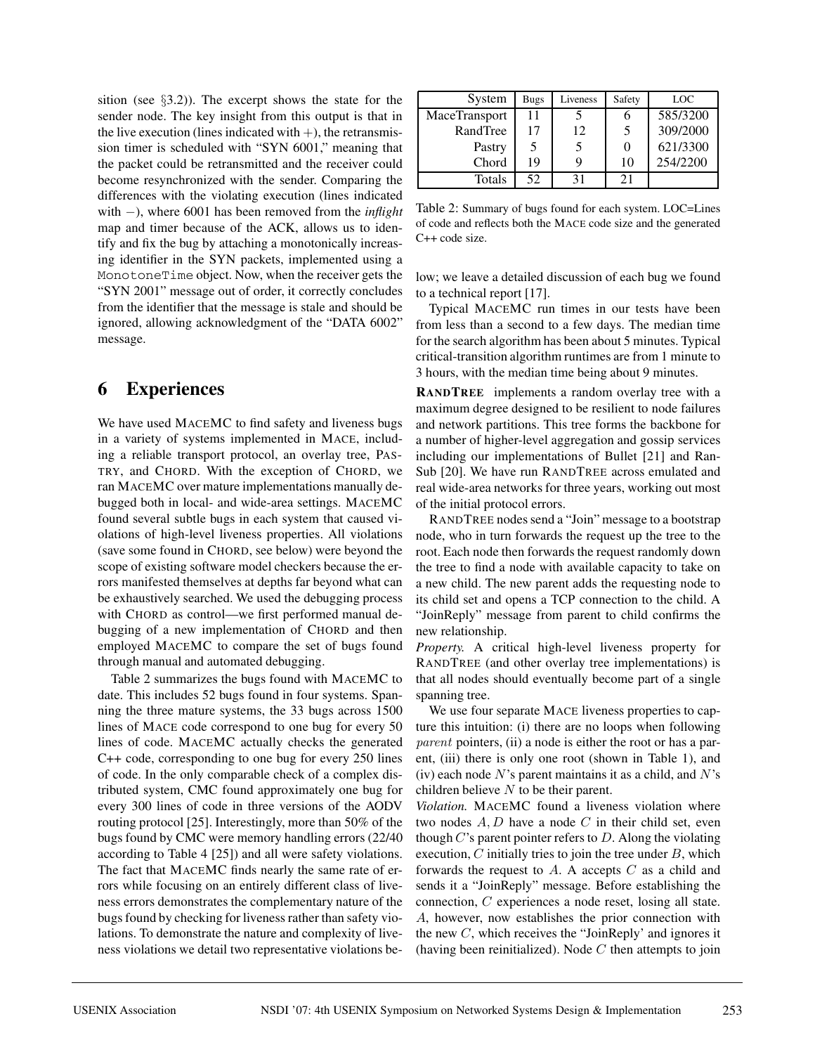sition (see §3.2)). The excerpt shows the state for the sender node. The key insight from this output is that in the live execution (lines indicated with $+$), the retransmission timer is scheduled with "SYN 6001," meaning that the packet could be retransmitted and the receiver could become resynchronized with the sender. Comparing the differences with the violating execution (lines indicated with $-$), where 6001 has been removed from the *inflight* map and timer because of the ACK, allows us to identify and fix the bug by attaching a monotonically increasing identifier in the SYN packets, implemented using a `MonotoneTime` object. Now, when the receiver gets the "SYN 2001" message out of order, it correctly concludes from the identifier that the message is stale and should be ignored, allowing acknowledgment of the "DATA 6002" message.

# 6 Experiences

We have used MACEMC to find safety and liveness bugs in a variety of systems implemented in MACE, including a reliable transport protocol, an overlay tree, PASTRY, and CHORD. With the exception of CHORD, we ran MACEMC over mature implementations manually debugged both in local- and wide-area settings. MACEMC found several subtle bugs in each system that caused violations of high-level liveness properties. All violations (save some found in CHORD, see below) were beyond the scope of existing software model checkers because the errors manifested themselves at depths far beyond what can be exhaustively searched. We used the debugging process with CHORD as control—we first performed manual debugging of a new implementation of CHORD and then employed MACEMC to compare the set of bugs found through manual and automated debugging.

Table 2 summarizes the bugs found with MACEMC to date. This includes 52 bugs found in four systems. Spanning the three mature systems, the 33 bugs across 1500 lines of MACE code correspond to one bug for every 50 lines of code. MACEMC actually checks the generated C++ code, corresponding to one bug for every 250 lines of code. In the only comparable check of a complex distributed system, CMC found approximately one bug for every 300 lines of code in three versions of the AODV routing protocol [25]. Interestingly, more than 50% of the bugs found by CMC were memory handling errors (22/40 according to Table 4 [25]) and all were safety violations. The fact that MACEMC finds nearly the same rate of errors while focusing on an entirely different class of liveness errors demonstrates the complementary nature of the bugs found by checking for liveness rather than safety violations. To demonstrate the nature and complexity of liveness violations we detail two representative violations below; we leave a detailed discussion of each bug we found to a technical report [17].

| System | Bugs | Liveness | Safety | LOC |
|---|---|---|---|---|
| MaceTransport | 11 | 5 | 6 | 585/3200 |
| RandTree | 17 | 12 | 5 | 309/2000 |
| Pastry | 5 | 5 | 0 | 621/3300 |
| Chord | 19 | 9 | 10 | 254/2200 |
| Totals | 52 | 31 | 21 | |

Table 2: Summary of bugs found for each system. LOC=Lines of code and reflects both the MACE code size and the generated C++ code size.

Typical MACEMC run times in our tests have been from less than a second to a few days. The median time for the search algorithm has been about 5 minutes. Typical critical-transition algorithm runtimes are from 1 minute to 3 hours, with the median time being about 9 minutes.

**RANDTREE** implements a random overlay tree with a maximum degree designed to be resilient to node failures and network partitions. This tree forms the backbone for a number of higher-level aggregation and gossip services including our implementations of Bullet [21] and RanSub [20]. We have run RANDTREE across emulated and real wide-area networks for three years, working out most of the initial protocol errors.

RANDTREE nodes send a "Join" message to a bootstrap node, who in turn forwards the request up the tree to the root. Each node then forwards the request randomly down the tree to find a node with available capacity to take on a new child. The new parent adds the requesting node to its child set and opens a TCP connection to the child. A "JoinReply" message from parent to child confirms the new relationship.

*Property.* A critical high-level liveness property for RANDTREE (and other overlay tree implementations) is that all nodes should eventually become part of a single spanning tree.

We use four separate MACE liveness properties to capture this intuition: (i) there are no loops when following $parent$ pointers, (ii) a node is either the root or has a parent, (iii) there is only one root (shown in Table 1), and (iv) each node $N$'s parent maintains it as a child, and $N$'s children believe $N$ to be their parent.

*Violation.* MACEMC found a liveness violation where two nodes $A, D$ have a node $C$ in their child set, even though $C$'s parent pointer refers to $D$. Along the violating execution, $C$ initially tries to join the tree under $B$, which forwards the request to $A$. $A$ accepts $C$ as a child and sends it a "JoinReply" message. Before establishing the connection, $C$ experiences a node reset, losing all state. $A$, however, now establishes the prior connection with the new $C$, which receives the "JoinReply' and ignores it (having been reinitialized). Node $C$ then attempts to join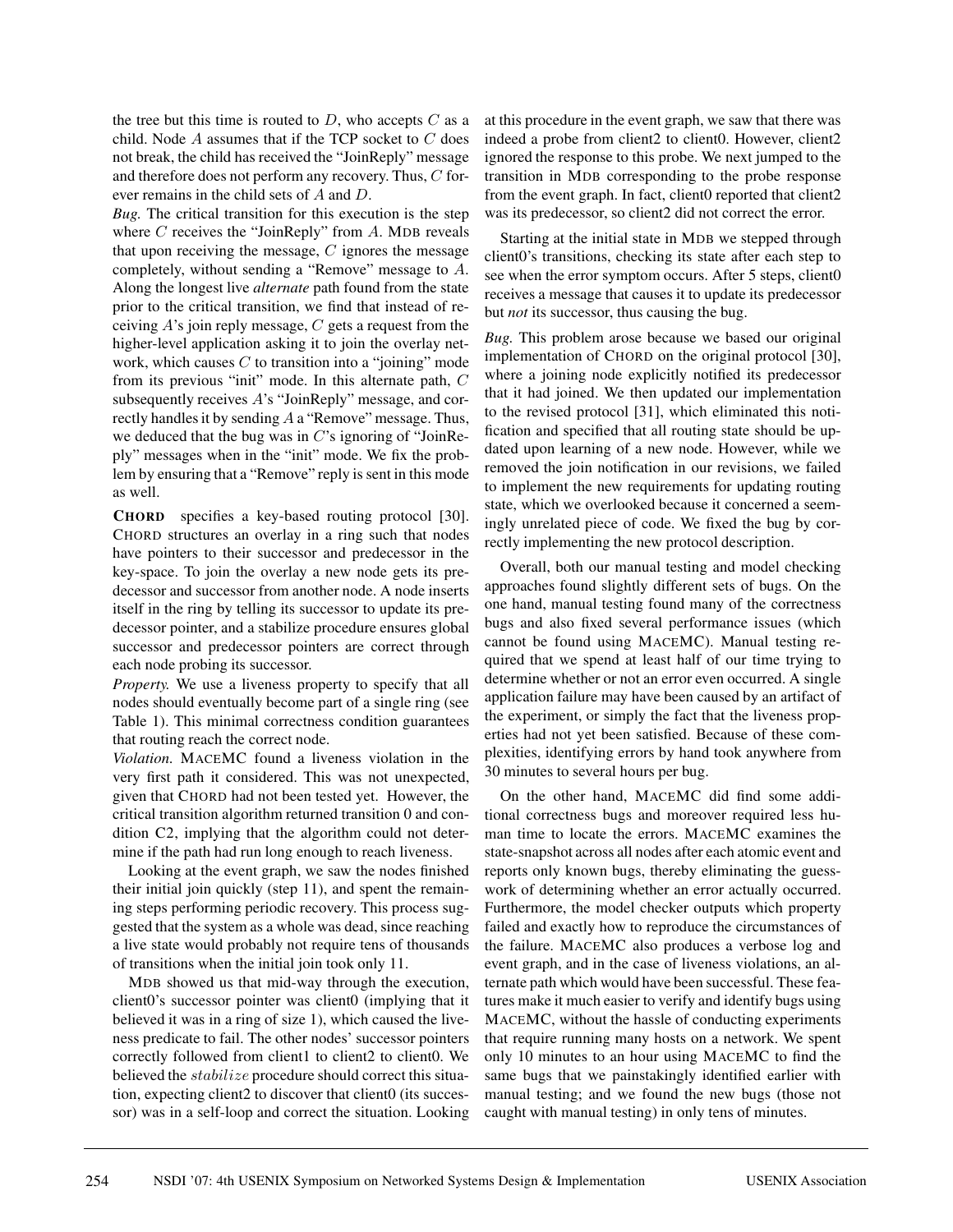the tree but this time is routed to $D$, who accepts $C$ as a child. Node $A$ assumes that if the TCP socket to $C$ does not break, the child has received the "JoinReply" message and therefore does not perform any recovery. Thus, $C$ forever remains in the child sets of $A$ and $D$.

*Bug.* The critical transition for this execution is the step where $C$ receives the "JoinReply" from $A$. MDB reveals that upon receiving the message, $C$ ignores the message completely, without sending a "Remove" message to $A$. Along the longest live *alternate* path found from the state prior to the critical transition, we find that instead of receiving $A$'s join reply message, $C$ gets a request from the higher-level application asking it to join the overlay network, which causes $C$ to transition into a "joining" mode from its previous "init" mode. In this alternate path, $C$ subsequently receives $A$'s "JoinReply" message, and correctly handles it by sending $A$ a "Remove" message. Thus, we deduced that the bug was in $C$'s ignoring of "JoinReply" messages when in the "init" mode. We fix the problem by ensuring that a "Remove" reply is sent in this mode as well.

**CHORD** specifies a key-based routing protocol [30]. CHORD structures an overlay in a ring such that nodes have pointers to their successor and predecessor in the key-space. To join the overlay a new node gets its predecessor and successor from another node. A node inserts itself in the ring by telling its successor to update its predecessor pointer, and a stabilize procedure ensures global successor and predecessor pointers are correct through each node probing its successor.

*Property.* We use a liveness property to specify that all nodes should eventually become part of a single ring (see Table 1). This minimal correctness condition guarantees that routing reach the correct node.

*Violation.* MACEMC found a liveness violation in the very first path it considered. This was not unexpected, given that CHORD had not been tested yet. However, the critical transition algorithm returned transition 0 and condition C2, implying that the algorithm could not determine if the path had run long enough to reach liveness.

Looking at the event graph, we saw the nodes finished their initial join quickly (step 11), and spent the remaining steps performing periodic recovery. This process suggested that the system as a whole was dead, since reaching a live state would probably not require tens of thousands of transitions when the initial join took only 11.

MDB showed us that mid-way through the execution, client0's successor pointer was client0 (implying that it believed it was in a ring of size 1), which caused the liveness predicate to fail. The other nodes' successor pointers correctly followed from client1 to client2 to client0. We believed the $stabilize$ procedure should correct this situation, expecting client2 to discover that client0 (its successor) was in a self-loop and correct the situation. Looking at this procedure in the event graph, we saw that there was indeed a probe from client2 to client0. However, client2 ignored the response to this probe. We next jumped to the transition in MDB corresponding to the probe response from the event graph. In fact, client0 reported that client2 was its predecessor, so client2 did not correct the error.

Starting at the initial state in MDB we stepped through client0's transitions, checking its state after each step to see when the error symptom occurs. After 5 steps, client0 receives a message that causes it to update its predecessor but *not* its successor, thus causing the bug.

*Bug.* This problem arose because we based our original implementation of CHORD on the original protocol [30], where a joining node explicitly notified its predecessor that it had joined. We then updated our implementation to the revised protocol [31], which eliminated this notification and specified that all routing state should be updated upon learning of a new node. However, while we removed the join notification in our revisions, we failed to implement the new requirements for updating routing state, which we overlooked because it concerned a seemingly unrelated piece of code. We fixed the bug by correctly implementing the new protocol description.

Overall, both our manual testing and model checking approaches found slightly different sets of bugs. On the one hand, manual testing found many of the correctness bugs and also fixed several performance issues (which cannot be found using MACEMC). Manual testing required that we spend at least half of our time trying to determine whether or not an error even occurred. A single application failure may have been caused by an artifact of the experiment, or simply the fact that the liveness properties had not yet been satisfied. Because of these complexities, identifying errors by hand took anywhere from 30 minutes to several hours per bug.

On the other hand, MACEMC did find some additional correctness bugs and moreover required less human time to locate the errors. MACEMC examines the state-snapshot across all nodes after each atomic event and reports only known bugs, thereby eliminating the guesswork of determining whether an error actually occurred. Furthermore, the model checker outputs which property failed and exactly how to reproduce the circumstances of the failure. MACEMC also produces a verbose log and event graph, and in the case of liveness violations, an alternate path which would have been successful. These features make it much easier to verify and identify bugs using MACEMC, without the hassle of conducting experiments that require running many hosts on a network. We spent only 10 minutes to an hour using MACEMC to find the same bugs that we painstakingly identified earlier with manual testing; and we found the new bugs (those not caught with manual testing) in only tens of minutes.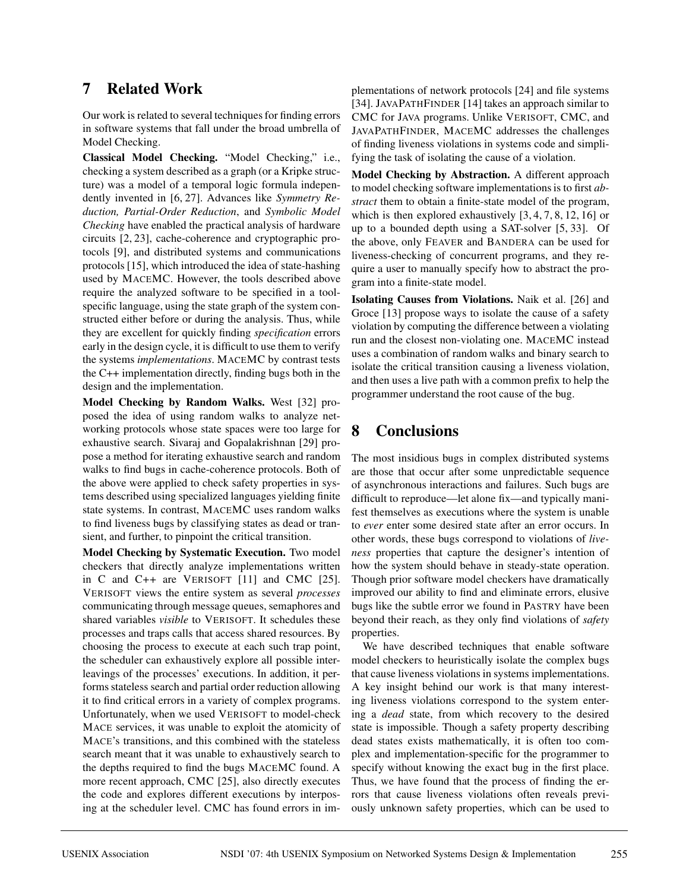## 7 Related Work

Our work is related to several techniques for finding errors in software systems that fall under the broad umbrella of Model Checking.

**Classical Model Checking.** "Model Checking," i.e., checking a system described as a graph (or a Kripke structure) was a model of a temporal logic formula independently invented in [6, 27]. Advances like *Symmetry Reduction, Partial-Order Reduction*, and *Symbolic Model Checking* have enabled the practical analysis of hardware circuits [2, 23], cache-coherence and cryptographic protocols [9], and distributed systems and communications protocols [15], which introduced the idea of state-hashing used by MACEMC. However, the tools described above require the analyzed software to be specified in a tool-specific language, using the state graph of the system constructed either before or during the analysis. Thus, while they are excellent for quickly finding *specification* errors early in the design cycle, it is difficult to use them to verify the systems *implementations*. MACEMC by contrast tests the C++ implementation directly, finding bugs both in the design and the implementation.

**Model Checking by Random Walks.** West [32] proposed the idea of using random walks to analyze networking protocols whose state spaces were too large for exhaustive search. Sivaraj and Gopalakrishnan [29] propose a method for iterating exhaustive search and random walks to find bugs in cache-coherence protocols. Both of the above were applied to check safety properties in systems described using specialized languages yielding finite state systems. In contrast, MACEMC uses random walks to find liveness bugs by classifying states as dead or transient, and further, to pinpoint the critical transition.

**Model Checking by Systematic Execution.** Two model checkers that directly analyze implementations written in C and C++ are VERISOFT [11] and CMC [25]. VERISOFT views the entire system as several *processes* communicating through message queues, semaphores and shared variables *visible* to VERISOFT. It schedules these processes and traps calls that access shared resources. By choosing the process to execute at each such trap point, the scheduler can exhaustively explore all possible interleavings of the processes' executions. In addition, it performs stateless search and partial order reduction allowing it to find critical errors in a variety of complex programs. Unfortunately, when we used VERISOFT to model-check MACE services, it was unable to exploit the atomicity of MACE's transitions, and this combined with the stateless search meant that it was unable to exhaustively search to the depths required to find the bugs MACEMC found. A more recent approach, CMC [25], also directly executes the code and explores different executions by interposing at the scheduler level. CMC has found errors in implementations of network protocols [24] and file systems [34]. JAVAPATHFINDER [14] takes an approach similar to CMC for JAVA programs. Unlike VERISOFT, CMC, and JAVAPATHFINDER, MACEMC addresses the challenges of finding liveness violations in systems code and simplifying the task of isolating the cause of a violation.

**Model Checking by Abstraction.** A different approach to model checking software implementations is to first *abstract* them to obtain a finite-state model of the program, which is then explored exhaustively [3, 4, 7, 8, 12, 16] or up to a bounded depth using a SAT-solver [5, 33]. Of the above, only FEAVER and BANDERA can be used for liveness-checking of concurrent programs, and they require a user to manually specify how to abstract the program into a finite-state model.

**Isolating Causes from Violations.** Naik et al. [26] and Groce [13] propose ways to isolate the cause of a safety violation by computing the difference between a violating run and the closest non-violating one. MACEMC instead uses a combination of random walks and binary search to isolate the critical transition causing a liveness violation, and then uses a live path with a common prefix to help the programmer understand the root cause of the bug.

## 8 Conclusions

The most insidious bugs in complex distributed systems are those that occur after some unpredictable sequence of asynchronous interactions and failures. Such bugs are difficult to reproduce—let alone fix—and typically manifest themselves as executions where the system is unable to *ever* enter some desired state after an error occurs. In other words, these bugs correspond to violations of *liveness* properties that capture the designer's intention of how the system should behave in steady-state operation. Though prior software model checkers have dramatically improved our ability to find and eliminate errors, elusive bugs like the subtle error we found in PASTRY have been beyond their reach, as they only find violations of *safety* properties.

We have described techniques that enable software model checkers to heuristically isolate the complex bugs that cause liveness violations in systems implementations. A key insight behind our work is that many interesting liveness violations correspond to the system entering a *dead* state, from which recovery to the desired state is impossible. Though a safety property describing dead states exists mathematically, it is often too complex and implementation-specific for the programmer to specify without knowing the exact bug in the first place. Thus, we have found that the process of finding the errors that cause liveness violations often reveals previously unknown safety properties, which can be used to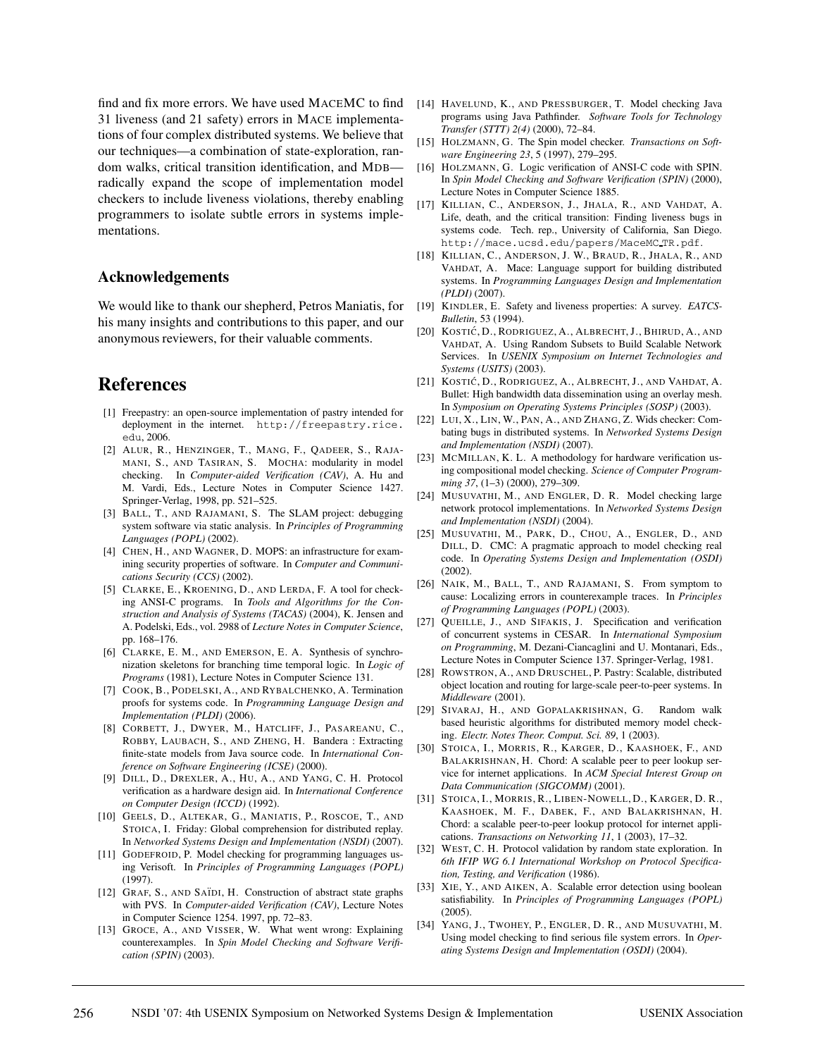find and fix more errors. We have used MACEMC to find 31 liveness (and 21 safety) errors in MACE implementations of four complex distributed systems. We believe that our techniques—a combination of state-exploration, random walks, critical transition identification, and MDB—radically expand the scope of implementation model checkers to include liveness violations, thereby enabling programmers to isolate subtle errors in systems implementations.

## Acknowledgements

We would like to thank our shepherd, Petros Maniatis, for his many insights and contributions to this paper, and our anonymous reviewers, for their valuable comments.

# References

[1] Freepastry: an open-source implementation of pastry intended for deployment in the internet. http://freepastry.rice.edu, 2006.

[2] ALUR, R., HENZINGER, T., MANG, F., QADEER, S., RAJAMANI, S., AND TASIRAN, S. MOCHA: modularity in model checking. In *Computer-aided Verification (CAV)*, A. Hu and M. Vardi, Eds., Lecture Notes in Computer Science 1427. Springer-Verlag, 1998, pp. 521–525.

[3] BALL, T., AND RAJAMANI, S. The SLAM project: debugging system software via static analysis. In *Principles of Programming Languages (POPL)* (2002).

[4] CHEN, H., AND WAGNER, D. MOPS: an infrastructure for examining security properties of software. In *Computer and Communications Security (CCS)* (2002).

[5] CLARKE, E., KROENING, D., AND LERDA, F. A tool for checking ANSI-C programs. In *Tools and Algorithms for the Construction and Analysis of Systems (TACAS)* (2004), K. Jensen and A. Podelski, Eds., vol. 2988 of *Lecture Notes in Computer Science*, pp. 168–176.

[6] CLARKE, E. M., AND EMERSON, E. A. Synthesis of synchronization skeletons for branching time temporal logic. In *Logic of Programs* (1981), Lecture Notes in Computer Science 131.

[7] COOK, B., PODELSKI, A., AND RYBALCHENKO, A. Termination proofs for systems code. In *Programming Language Design and Implementation (PLDI)* (2006).

[8] CORBETT, J., DWYER, M., HATCLIFF, J., PASAREANU, C., ROBBY, LAUBACH, S., AND ZHENG, H. Bandera : Extracting finite-state models from Java source code. In *International Conference on Software Engineering (ICSE)* (2000).

[9] DILL, D., DREXLER, A., HU, A., AND YANG, C. H. Protocol verification as a hardware design aid. In *International Conference on Computer Design (ICCD)* (1992).

[10] GEELS, D., ALTEKAR, G., MANIATIS, P., ROSCOE, T., AND STOICA, I. Friday: Global comprehension for distributed replay. In *Networked Systems Design and Implementation (NSDI)* (2007).

[11] GODEFROID, P. Model checking for programming languages using Verisoft. In *Principles of Programming Languages (POPL)* (1997).

[12] GRAF, S., AND SAÏDI, H. Construction of abstract state graphs with PVS. In *Computer-aided Verification (CAV)*, Lecture Notes in Computer Science 1254. 1997, pp. 72–83.

[13] GROCE, A., AND VISSER, W. What went wrong: Explaining counterexamples. In *Spin Model Checking and Software Verification (SPIN)* (2003).

[14] HAVELUND, K., AND PRESSBURGER, T. Model checking Java programs using Java Pathfinder. *Software Tools for Technology Transfer (STTT) 2(4)* (2000), 72–84.

[15] HOLZMANN, G. The Spin model checker. *Transactions on Software Engineering 23*, 5 (1997), 279–295.

[16] HOLZMANN, G. Logic verification of ANSI-C code with SPIN. In *Spin Model Checking and Software Verification (SPIN)* (2000), Lecture Notes in Computer Science 1885.

[17] KILLIAN, C., ANDERSON, J., JHALA, R., AND VAHDAT, A. Life, death, and the critical transition: Finding liveness bugs in systems code. Tech. rep., University of California, San Diego. http://mace.ucsd.edu/papers/MaceMC_TR.pdf.

[18] KILLIAN, C., ANDERSON, J. W., BRAUD, R., JHALA, R., AND VAHDAT, A. Mace: Language support for building distributed systems. In *Programming Languages Design and Implementation (PLDI)* (2007).

[19] KINDLER, E. Safety and liveness properties: A survey. *EATCS-Bulletin*, 53 (1994).

[20] KOSTIĆ, D., RODRIGUEZ, A., ALBRECHT, J., BHIRUD, A., AND VAHDAT, A. Using Random Subsets to Build Scalable Network Services. In *USENIX Symposium on Internet Technologies and Systems (USITS)* (2003).

[21] KOSTIĆ, D., RODRIGUEZ, A., ALBRECHT, J., AND VAHDAT, A. Bullet: High bandwidth data dissemination using an overlay mesh. In *Symposium on Operating Systems Principles (SOSP)* (2003).

[22] LUI, X., LIN, W., PAN, A., AND ZHANG, Z. Wids checker: Combating bugs in distributed systems. In *Networked Systems Design and Implementation (NSDI)* (2007).

[23] MCMILLAN, K. L. A methodology for hardware verification using compositional model checking. *Science of Computer Programming 37*, (1–3) (2000), 279–309.

[24] MUSUVATHI, M., AND ENGLER, D. R. Model checking large network protocol implementations. In *Networked Systems Design and Implementation (NSDI)* (2004).

[25] MUSUVATHI, M., PARK, D., CHOU, A., ENGLER, D., AND DILL, D. CMC: A pragmatic approach to model checking real code. In *Operating Systems Design and Implementation (OSDI)* (2002).

[26] NAIK, M., BALL, T., AND RAJAMANI, S. From symptom to cause: Localizing errors in counterexample traces. In *Principles of Programming Languages (POPL)* (2003).

[27] QUEILLE, J., AND SIFAKIS, J. Specification and verification of concurrent systems in CESAR. In *International Symposium on Programming*, M. Dezani-Ciancaglini and U. Montanari, Eds., Lecture Notes in Computer Science 137. Springer-Verlag, 1981.

[28] ROWSTRON, A., AND DRUSCHEL, P. Pastry: Scalable, distributed object location and routing for large-scale peer-to-peer systems. In *Middleware* (2001).

[29] SIVARAJ, H., AND GOPALAKRISHNAN, G. Random walk based heuristic algorithms for distributed memory model checking. *Electr. Notes Theor. Comput. Sci. 89*, 1 (2003).

[30] STOICA, I., MORRIS, R., KARGER, D., KAASHOEK, F., AND BALAKRISHNAN, H. Chord: A scalable peer to peer lookup service for internet applications. In *ACM Special Interest Group on Data Communication (SIGCOMM)* (2001).

[31] STOICA, I., MORRIS, R., LIBEN-NOWELL, D., KARGER, D. R., KAASHOEK, M. F., DABEK, F., AND BALAKRISHNAN, H. Chord: a scalable peer-to-peer lookup protocol for internet applications. *Transactions on Networking 11*, 1 (2003), 17–32.

[32] WEST, C. H. Protocol validation by random state exploration. In *6th IFIP WG 6.1 International Workshop on Protocol Specification, Testing, and Verification* (1986).

[33] XIE, Y., AND AIKEN, A. Scalable error detection using boolean satisfiability. In *Principles of Programming Languages (POPL)* (2005).

[34] YANG, J., TWOHEY, P., ENGLER, D. R., AND MUSUVATHI, M. Using model checking to find serious file system errors. In *Operating Systems Design and Implementation (OSDI)* (2004).